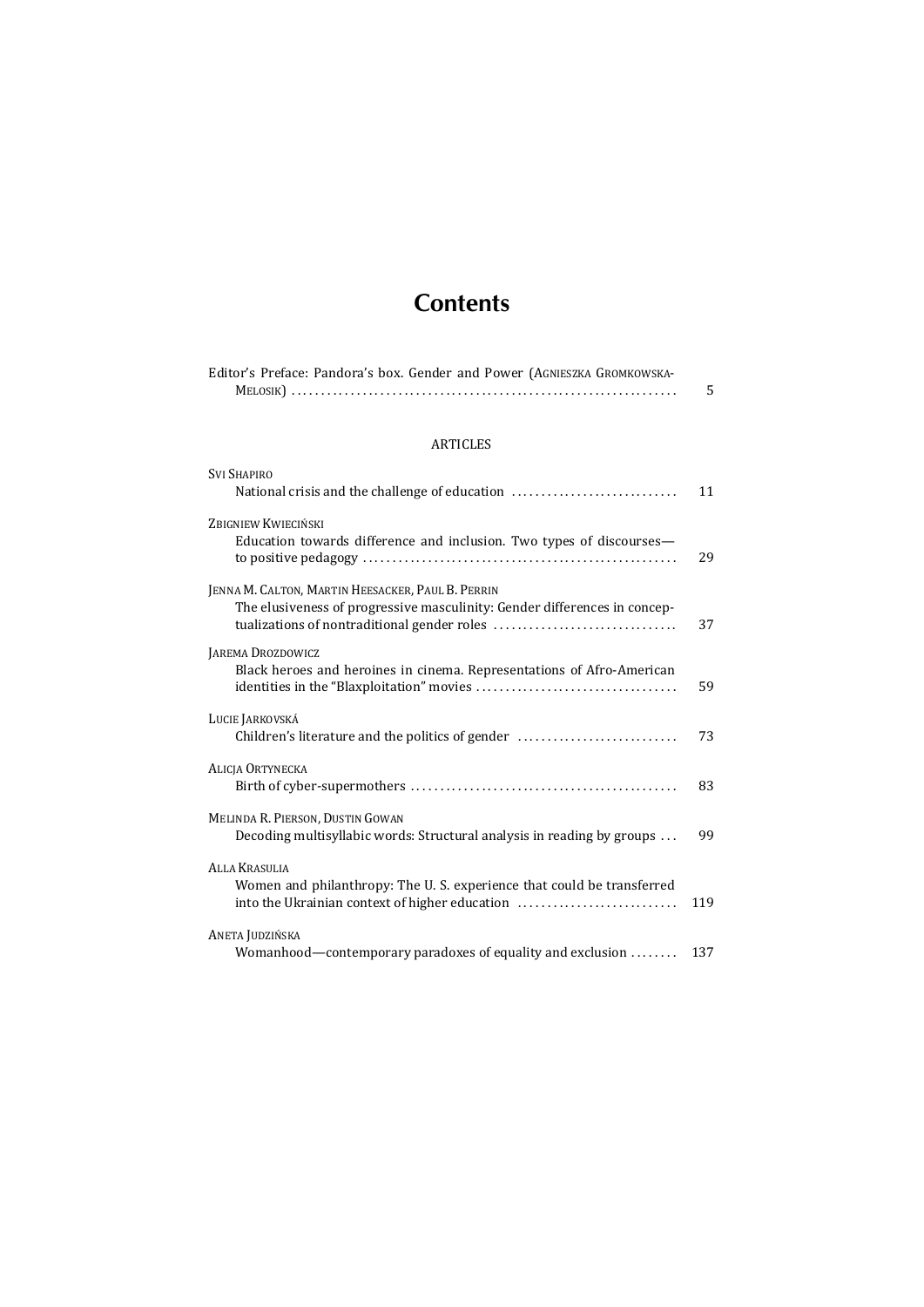# Contents

Editor's Preface: Pandora's box. Gender and Power (Agnieszka Gromkowska-Melosik) ........ 5

## ARTICLES

Svi Shapiro
National crisis and the challenge of education ........ 11

Zbigniew Kwieciński
Education towards difference and inclusion. Two types of discourses—to positive pedagogy ........ 29

Jenna M. Calton, Martin Heesacker, Paul B. Perrin
The elusiveness of progressive masculinity: Gender differences in conceptualizations of nontraditional gender roles ........ 37

Jarema Drozdowicz
Black heroes and heroines in cinema. Representations of Afro-American identities in the "Blaxploitation" movies ........ 59

Lucie Jarkovská
Children's literature and the politics of gender ........ 73

Alicja Ortynecka
Birth of cyber-supermothers ........ 83

Melinda R. Pierson, Dustin Gowan
Decoding multisyllabic words: Structural analysis in reading by groups ... 99

Alla Krasulia
Women and philanthropy: The U. S. experience that could be transferred into the Ukrainian context of higher education ........ 119

Aneta Judzińska
Womanhood—contemporary paradoxes of equality and exclusion ........ 137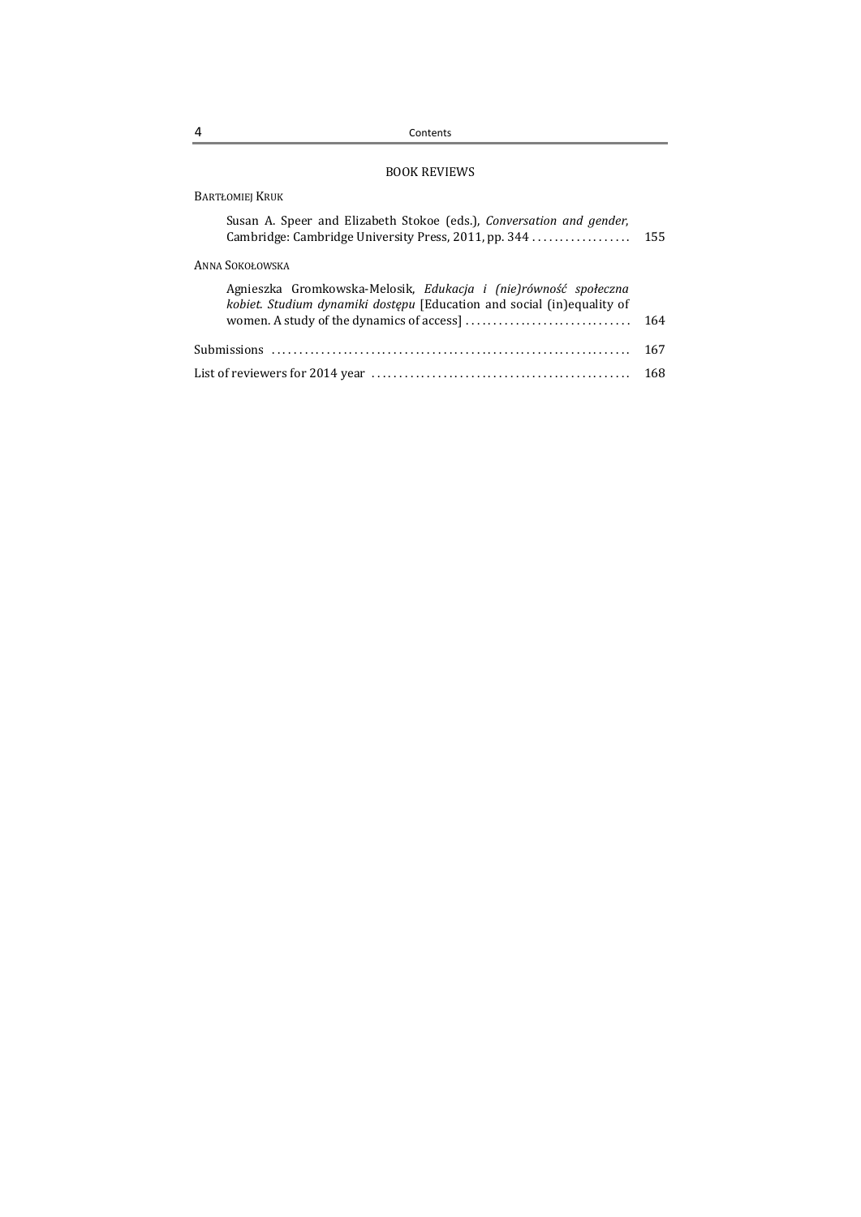## BOOK REVIEWS

BARTŁOMIEJ KRUK

Susan A. Speer and Elizabeth Stokoe (eds.), *Conversation and gender*, Cambridge: Cambridge University Press, 2011, pp. 344 .................. 155

ANNA SOKOŁOWSKA

Agnieszka Gromkowska-Melosik, *Edukacja i (nie)równość społeczna kobiet. Studium dynamiki dostępu* [Education and social (in)equality of women. A study of the dynamics of access] .............................. 164

Submissions ................................................................ 167

List of reviewers for 2014 year ............................................. 168